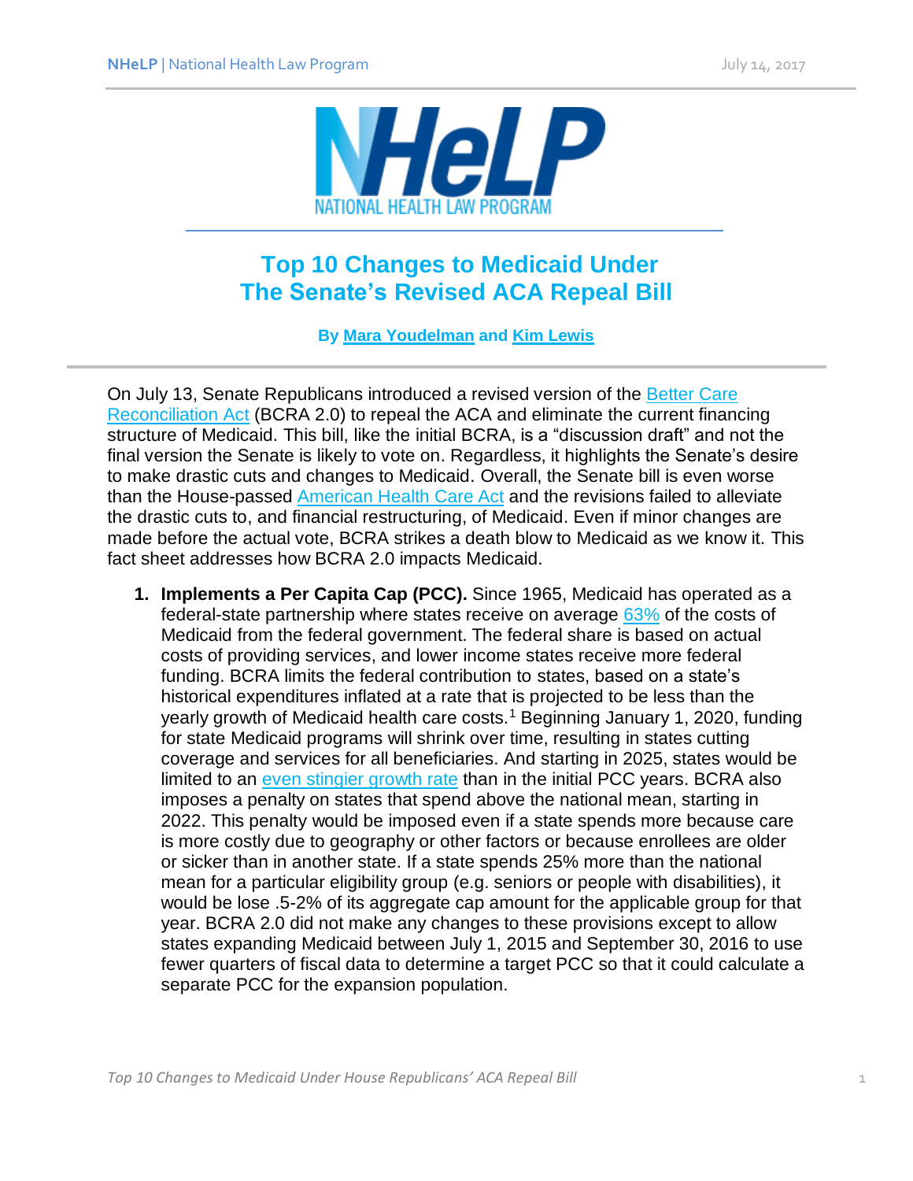# Top 10 Changes to Medicaid Under The Senate's Revised ACA Repeal Bill

**By Mara Youdelman and Kim Lewis**

On July 13, Senate Republicans introduced a revised version of the Better Care Reconciliation Act (BCRA 2.0) to repeal the ACA and eliminate the current financing structure of Medicaid. This bill, like the initial BCRA, is a "discussion draft" and not the final version the Senate is likely to vote on. Regardless, it highlights the Senate's desire to make drastic cuts and changes to Medicaid. Overall, the Senate bill is even worse than the House-passed American Health Care Act and the revisions failed to alleviate the drastic cuts to, and financial restructuring, of Medicaid. Even if minor changes are made before the actual vote, BCRA strikes a death blow to Medicaid as we know it. This fact sheet addresses how BCRA 2.0 impacts Medicaid.

1. **Implements a Per Capita Cap (PCC).** Since 1965, Medicaid has operated as a federal-state partnership where states receive on average 63% of the costs of Medicaid from the federal government. The federal share is based on actual costs of providing services, and lower income states receive more federal funding. BCRA limits the federal contribution to states, based on a state's historical expenditures inflated at a rate that is projected to be less than the yearly growth of Medicaid health care costs.[1] Beginning January 1, 2020, funding for state Medicaid programs will shrink over time, resulting in states cutting coverage and services for all beneficiaries. And starting in 2025, states would be limited to an even stingier growth rate than in the initial PCC years. BCRA also imposes a penalty on states that spend above the national mean, starting in 2022. This penalty would be imposed even if a state spends more because care is more costly due to geography or other factors or because enrollees are older or sicker than in another state. If a state spends 25% more than the national mean for a particular eligibility group (e.g. seniors or people with disabilities), it would be lose .5-2% of its aggregate cap amount for the applicable group for that year. BCRA 2.0 did not make any changes to these provisions except to allow states expanding Medicaid between July 1, 2015 and September 30, 2016 to use fewer quarters of fiscal data to determine a target PCC so that it could calculate a separate PCC for the expansion population.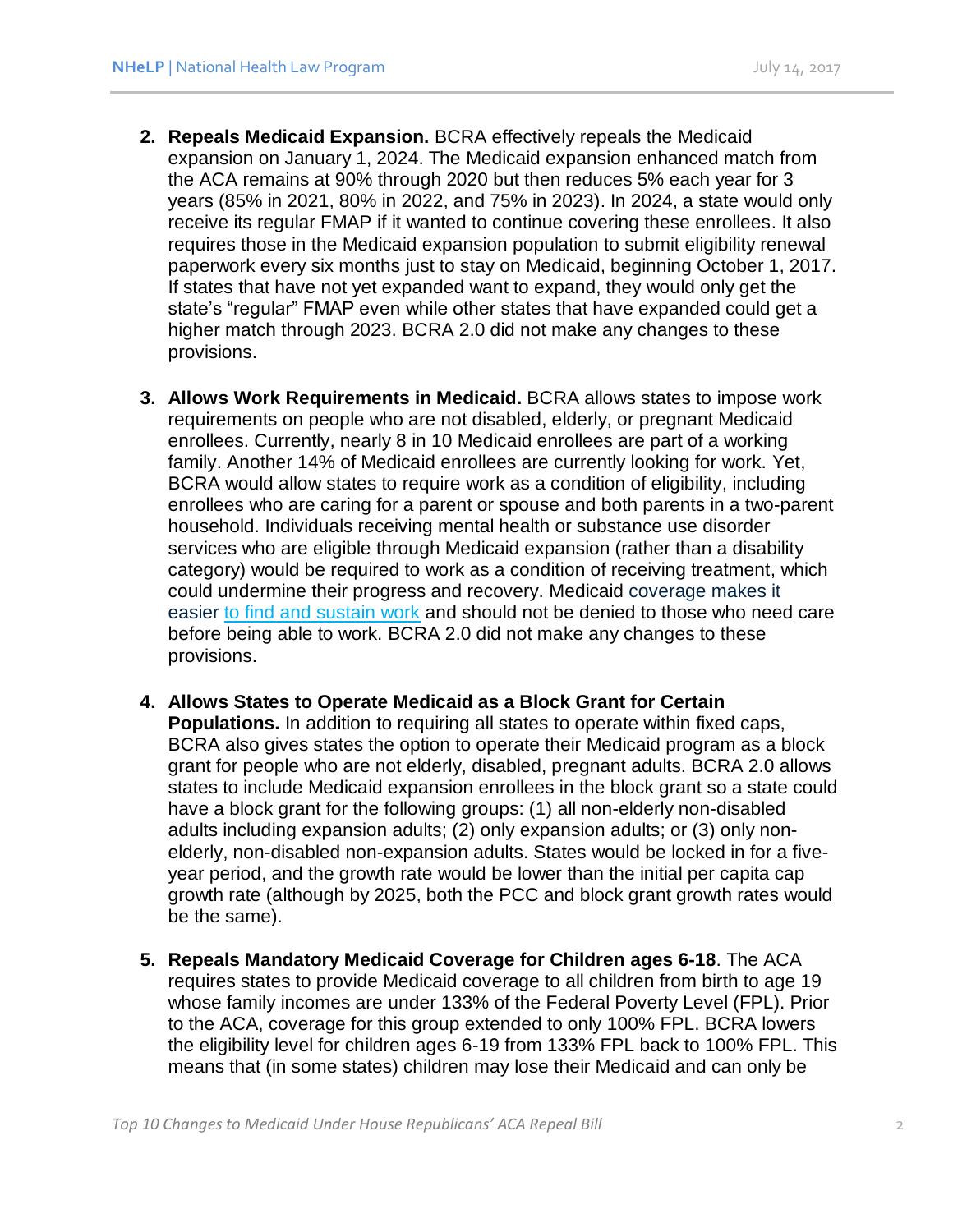2. **Repeals Medicaid Expansion.** BCRA effectively repeals the Medicaid expansion on January 1, 2024. The Medicaid expansion enhanced match from the ACA remains at 90% through 2020 but then reduces 5% each year for 3 years (85% in 2021, 80% in 2022, and 75% in 2023). In 2024, a state would only receive its regular FMAP if it wanted to continue covering these enrollees. It also requires those in the Medicaid expansion population to submit eligibility renewal paperwork every six months just to stay on Medicaid, beginning October 1, 2017. If states that have not yet expanded want to expand, they would only get the state's "regular" FMAP even while other states that have expanded could get a higher match through 2023. BCRA 2.0 did not make any changes to these provisions.

3. **Allows Work Requirements in Medicaid.** BCRA allows states to impose work requirements on people who are not disabled, elderly, or pregnant Medicaid enrollees. Currently, nearly 8 in 10 Medicaid enrollees are part of a working family. Another 14% of Medicaid enrollees are currently looking for work. Yet, BCRA would allow states to require work as a condition of eligibility, including enrollees who are caring for a parent or spouse and both parents in a two-parent household. Individuals receiving mental health or substance use disorder services who are eligible through Medicaid expansion (rather than a disability category) would be required to work as a condition of receiving treatment, which could undermine their progress and recovery. Medicaid coverage makes it easier to find and sustain work and should not be denied to those who need care before being able to work. BCRA 2.0 did not make any changes to these provisions.

4. **Allows States to Operate Medicaid as a Block Grant for Certain Populations.** In addition to requiring all states to operate within fixed caps, BCRA also gives states the option to operate their Medicaid program as a block grant for people who are not elderly, disabled, pregnant adults. BCRA 2.0 allows states to include Medicaid expansion enrollees in the block grant so a state could have a block grant for the following groups: (1) all non-elderly non-disabled adults including expansion adults; (2) only expansion adults; or (3) only non-elderly, non-disabled non-expansion adults. States would be locked in for a five-year period, and the growth rate would be lower than the initial per capita cap growth rate (although by 2025, both the PCC and block grant growth rates would be the same).

5. **Repeals Mandatory Medicaid Coverage for Children ages 6-18**. The ACA requires states to provide Medicaid coverage to all children from birth to age 19 whose family incomes are under 133% of the Federal Poverty Level (FPL). Prior to the ACA, coverage for this group extended to only 100% FPL. BCRA lowers the eligibility level for children ages 6-19 from 133% FPL back to 100% FPL. This means that (in some states) children may lose their Medicaid and can only be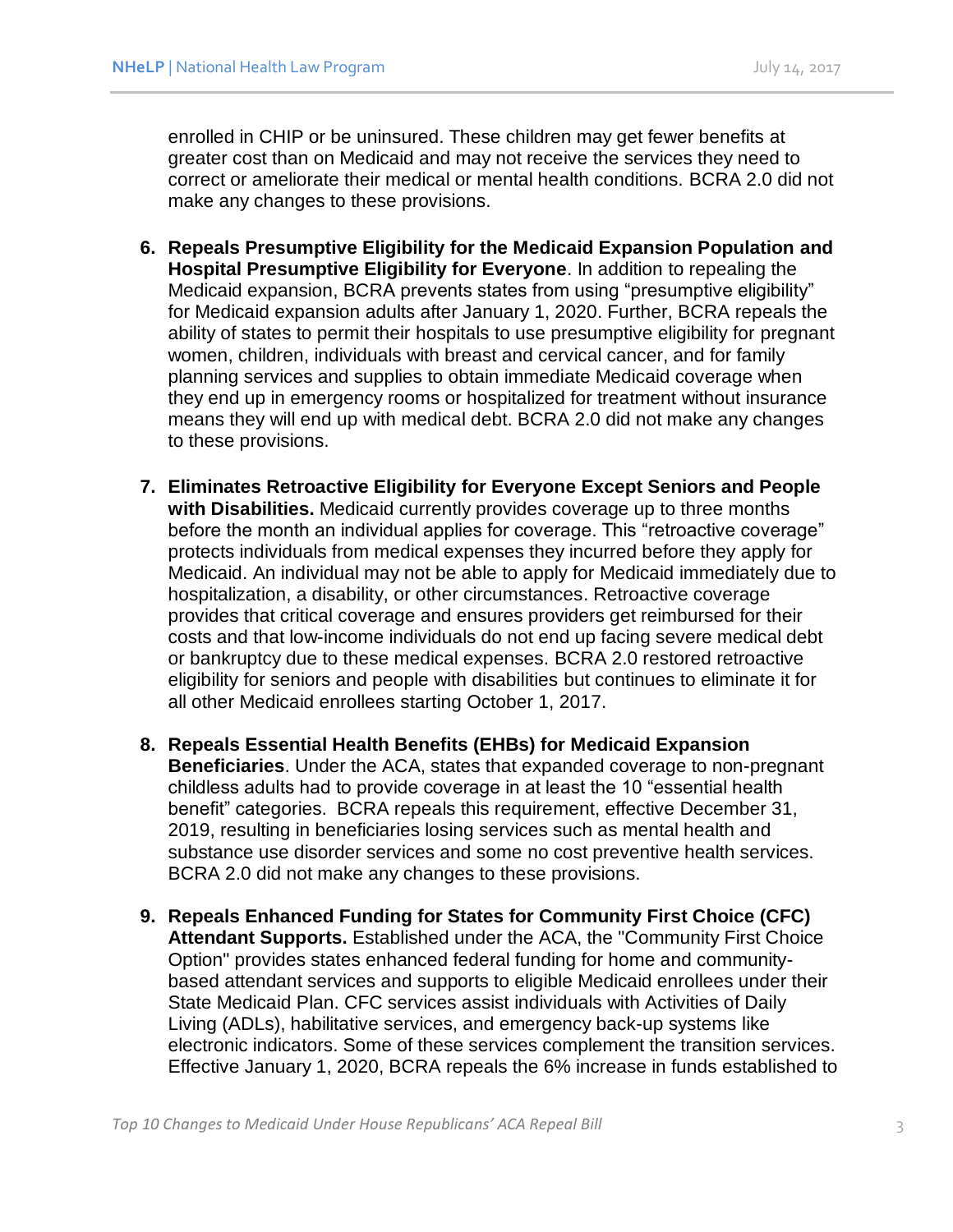enrolled in CHIP or be uninsured. These children may get fewer benefits at greater cost than on Medicaid and may not receive the services they need to correct or ameliorate their medical or mental health conditions. BCRA 2.0 did not make any changes to these provisions.

6. **Repeals Presumptive Eligibility for the Medicaid Expansion Population and Hospital Presumptive Eligibility for Everyone**. In addition to repealing the Medicaid expansion, BCRA prevents states from using "presumptive eligibility" for Medicaid expansion adults after January 1, 2020. Further, BCRA repeals the ability of states to permit their hospitals to use presumptive eligibility for pregnant women, children, individuals with breast and cervical cancer, and for family planning services and supplies to obtain immediate Medicaid coverage when they end up in emergency rooms or hospitalized for treatment without insurance means they will end up with medical debt. BCRA 2.0 did not make any changes to these provisions.

7. **Eliminates Retroactive Eligibility for Everyone Except Seniors and People with Disabilities.** Medicaid currently provides coverage up to three months before the month an individual applies for coverage. This "retroactive coverage" protects individuals from medical expenses they incurred before they apply for Medicaid. An individual may not be able to apply for Medicaid immediately due to hospitalization, a disability, or other circumstances. Retroactive coverage provides that critical coverage and ensures providers get reimbursed for their costs and that low-income individuals do not end up facing severe medical debt or bankruptcy due to these medical expenses. BCRA 2.0 restored retroactive eligibility for seniors and people with disabilities but continues to eliminate it for all other Medicaid enrollees starting October 1, 2017.

8. **Repeals Essential Health Benefits (EHBs) for Medicaid Expansion Beneficiaries**. Under the ACA, states that expanded coverage to non-pregnant childless adults had to provide coverage in at least the 10 "essential health benefit" categories. BCRA repeals this requirement, effective December 31, 2019, resulting in beneficiaries losing services such as mental health and substance use disorder services and some no cost preventive health services. BCRA 2.0 did not make any changes to these provisions.

9. **Repeals Enhanced Funding for States for Community First Choice (CFC) Attendant Supports.** Established under the ACA, the "Community First Choice Option" provides states enhanced federal funding for home and community-based attendant services and supports to eligible Medicaid enrollees under their State Medicaid Plan. CFC services assist individuals with Activities of Daily Living (ADLs), habilitative services, and emergency back-up systems like electronic indicators. Some of these services complement the transition services. Effective January 1, 2020, BCRA repeals the 6% increase in funds established to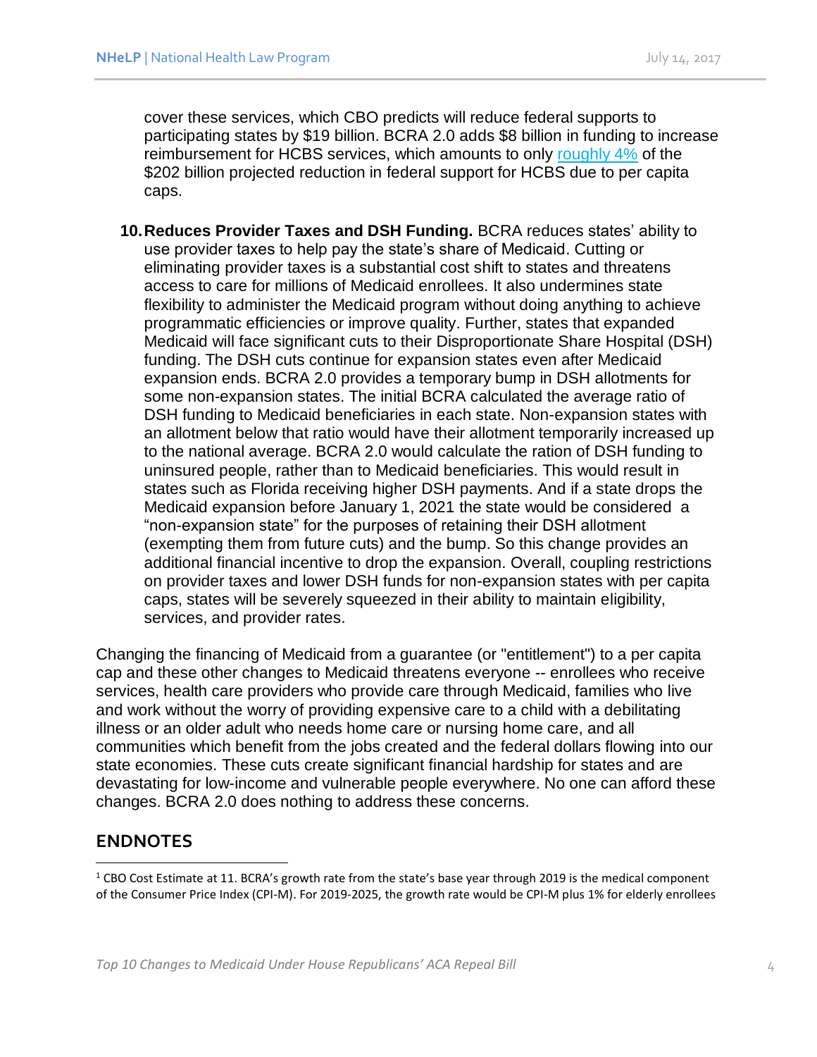cover these services, which CBO predicts will reduce federal supports to participating states by $19 billion. BCRA 2.0 adds $8 billion in funding to increase reimbursement for HCBS services, which amounts to only [roughly 4%] of the $202 billion projected reduction in federal support for HCBS due to per capita caps.

10. **Reduces Provider Taxes and DSH Funding.** BCRA reduces states' ability to use provider taxes to help pay the state's share of Medicaid. Cutting or eliminating provider taxes is a substantial cost shift to states and threatens access to care for millions of Medicaid enrollees. It also undermines state flexibility to administer the Medicaid program without doing anything to achieve programmatic efficiencies or improve quality. Further, states that expanded Medicaid will face significant cuts to their Disproportionate Share Hospital (DSH) funding. The DSH cuts continue for expansion states even after Medicaid expansion ends. BCRA 2.0 provides a temporary bump in DSH allotments for some non-expansion states. The initial BCRA calculated the average ratio of DSH funding to Medicaid beneficiaries in each state. Non-expansion states with an allotment below that ratio would have their allotment temporarily increased up to the national average. BCRA 2.0 would calculate the ration of DSH funding to uninsured people, rather than to Medicaid beneficiaries. This would result in states such as Florida receiving higher DSH payments. And if a state drops the Medicaid expansion before January 1, 2021 the state would be considered a "non-expansion state" for the purposes of retaining their DSH allotment (exempting them from future cuts) and the bump. So this change provides an additional financial incentive to drop the expansion. Overall, coupling restrictions on provider taxes and lower DSH funds for non-expansion states with per capita caps, states will be severely squeezed in their ability to maintain eligibility, services, and provider rates.

Changing the financing of Medicaid from a guarantee (or "entitlement") to a per capita cap and these other changes to Medicaid threatens everyone -- enrollees who receive services, health care providers who provide care through Medicaid, families who live and work without the worry of providing expensive care to a child with a debilitating illness or an older adult who needs home care or nursing home care, and all communities which benefit from the jobs created and the federal dollars flowing into our state economies. These cuts create significant financial hardship for states and are devastating for low-income and vulnerable people everywhere. No one can afford these changes. BCRA 2.0 does nothing to address these concerns.

## ENDNOTES

[1] CBO Cost Estimate at 11. BCRA's growth rate from the state's base year through 2019 is the medical component of the Consumer Price Index (CPI-M). For 2019-2025, the growth rate would be CPI-M plus 1% for elderly enrollees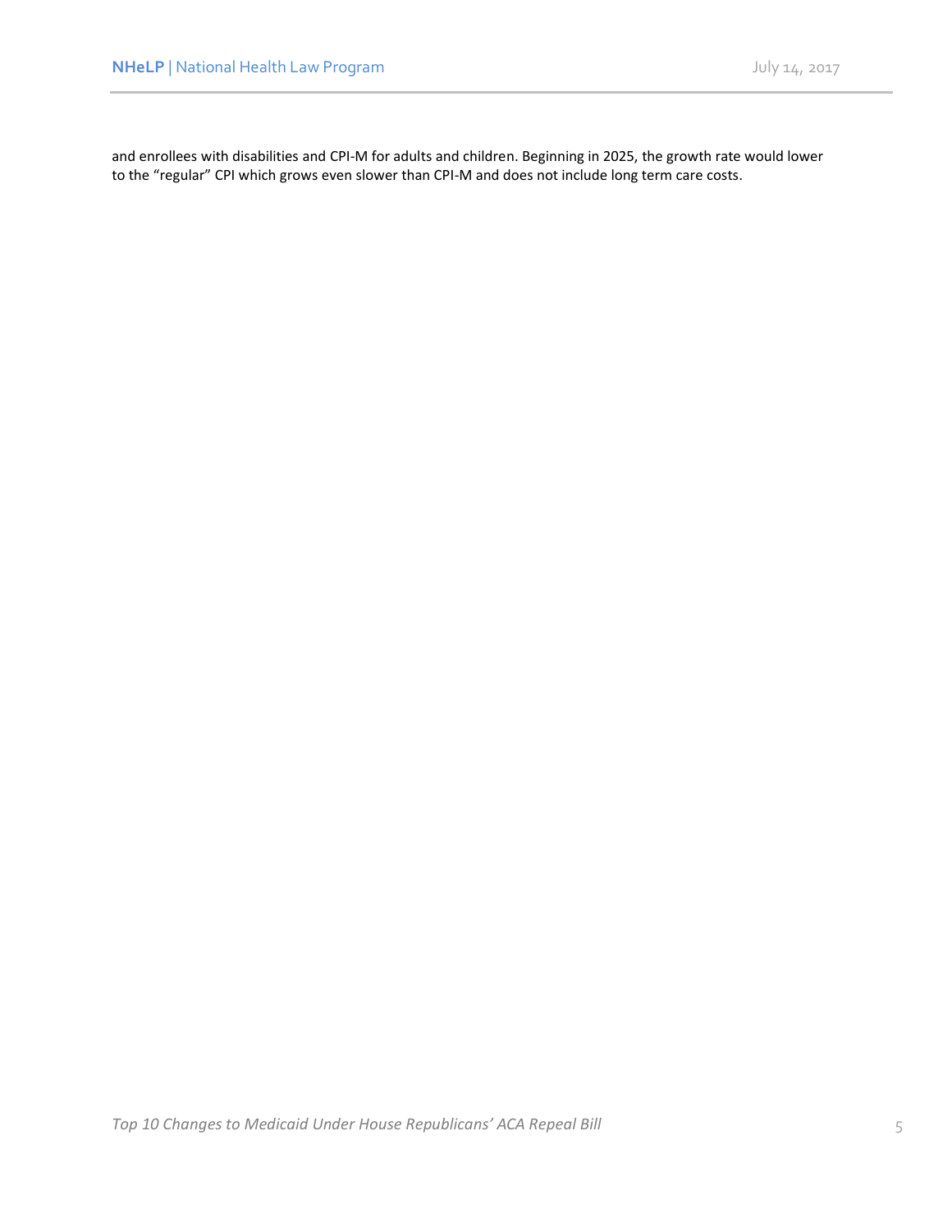and enrollees with disabilities and CPI-M for adults and children. Beginning in 2025, the growth rate would lower to the "regular" CPI which grows even slower than CPI-M and does not include long term care costs.